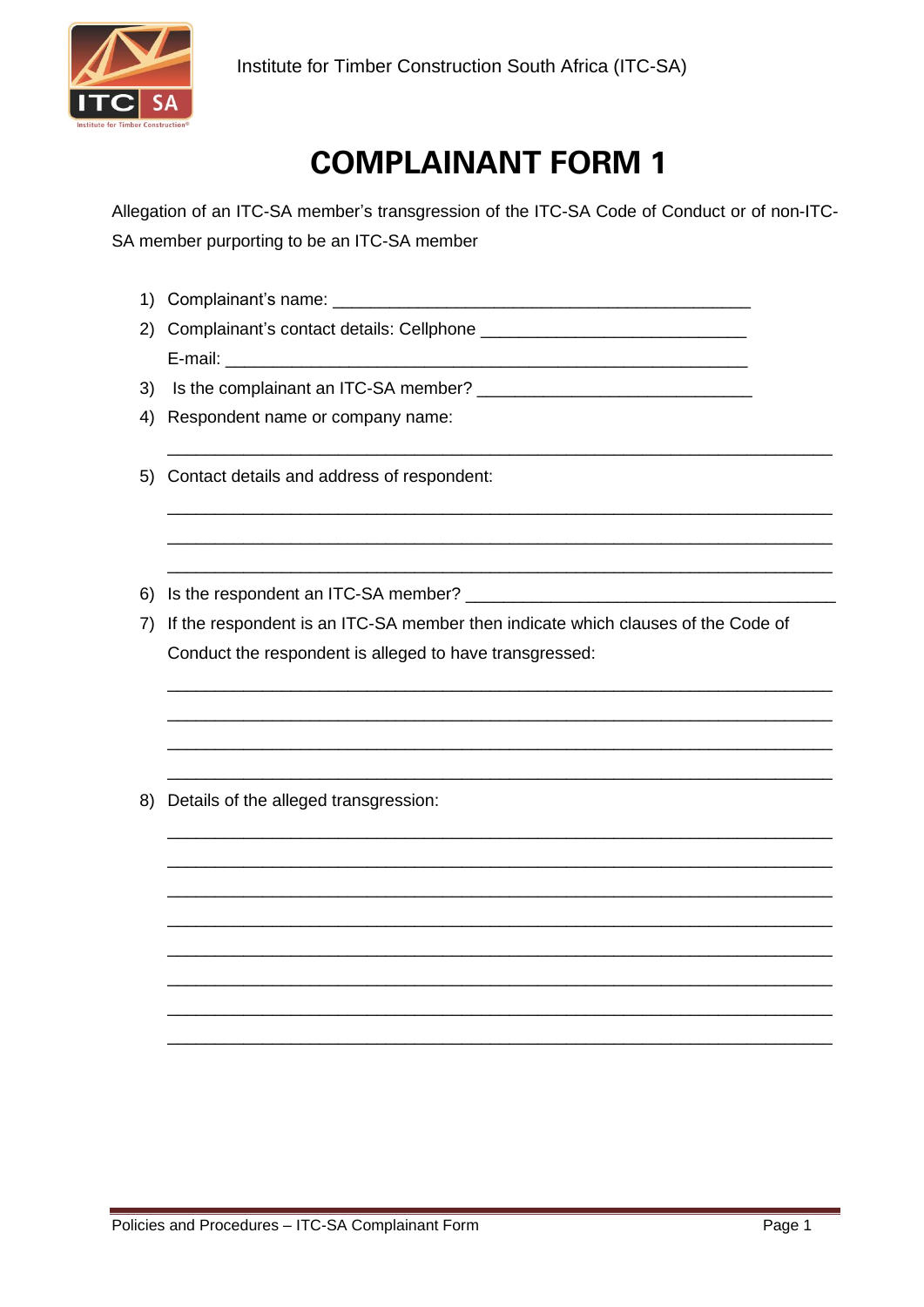Institute for Timber Construction South Africa (ITC-SA)

# COMPLAINANT FORM 1

Allegation of an ITC-SA member's transgression of the ITC-SA Code of Conduct or of non-ITC-SA member purporting to be an ITC-SA member

1) Complainant's name: ___________________________________________
2) Complainant's contact details: Cellphone ___________________________
   E-mail: ______________________________________________________
3) Is the complainant an ITC-SA member? ____________________________
4) Respondent name or company name:

   ______________________________________________________________________
5) Contact details and address of respondent:

   ______________________________________________________________________

   ______________________________________________________________________

   ______________________________________________________________________
6) Is the respondent an ITC-SA member? ______________________________________
7) If the respondent is an ITC-SA member then indicate which clauses of the Code of Conduct the respondent is alleged to have transgressed:

   ______________________________________________________________________

   ______________________________________________________________________

   ______________________________________________________________________

   ______________________________________________________________________
8) Details of the alleged transgression:

   ______________________________________________________________________

   ______________________________________________________________________

   ______________________________________________________________________

   ______________________________________________________________________

   ______________________________________________________________________

   ______________________________________________________________________

   ______________________________________________________________________

   ______________________________________________________________________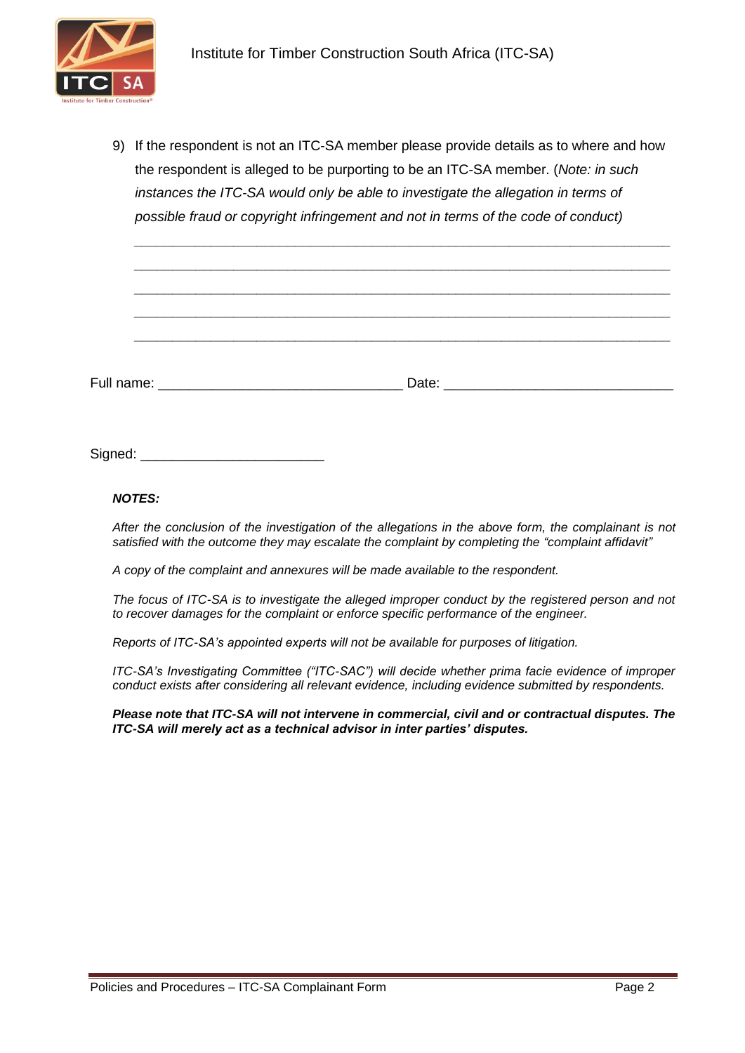9) If the respondent is not an ITC-SA member please provide details as to where and how the respondent is alleged to be purporting to be an ITC-SA member. (*Note: in such instances the ITC-SA would only be able to investigate the allegation in terms of possible fraud or copyright infringement and not in terms of the code of conduct)*

_______________________________________________________________________

_______________________________________________________________________

_______________________________________________________________________

_______________________________________________________________________

_______________________________________________________________________

Full name: _______________________________ Date: _____________________________

Signed: _______________________

***NOTES:***

*After the conclusion of the investigation of the allegations in the above form, the complainant is not satisfied with the outcome they may escalate the complaint by completing the "complaint affidavit"*

*A copy of the complaint and annexures will be made available to the respondent.*

*The focus of ITC-SA is to investigate the alleged improper conduct by the registered person and not to recover damages for the complaint or enforce specific performance of the engineer.*

*Reports of ITC-SA's appointed experts will not be available for purposes of litigation.*

*ITC-SA's Investigating Committee ("ITC-SAC") will decide whether prima facie evidence of improper conduct exists after considering all relevant evidence, including evidence submitted by respondents.*

***Please note that ITC-SA will not intervene in commercial, civil and or contractual disputes. The ITC-SA will merely act as a technical advisor in inter parties' disputes.***